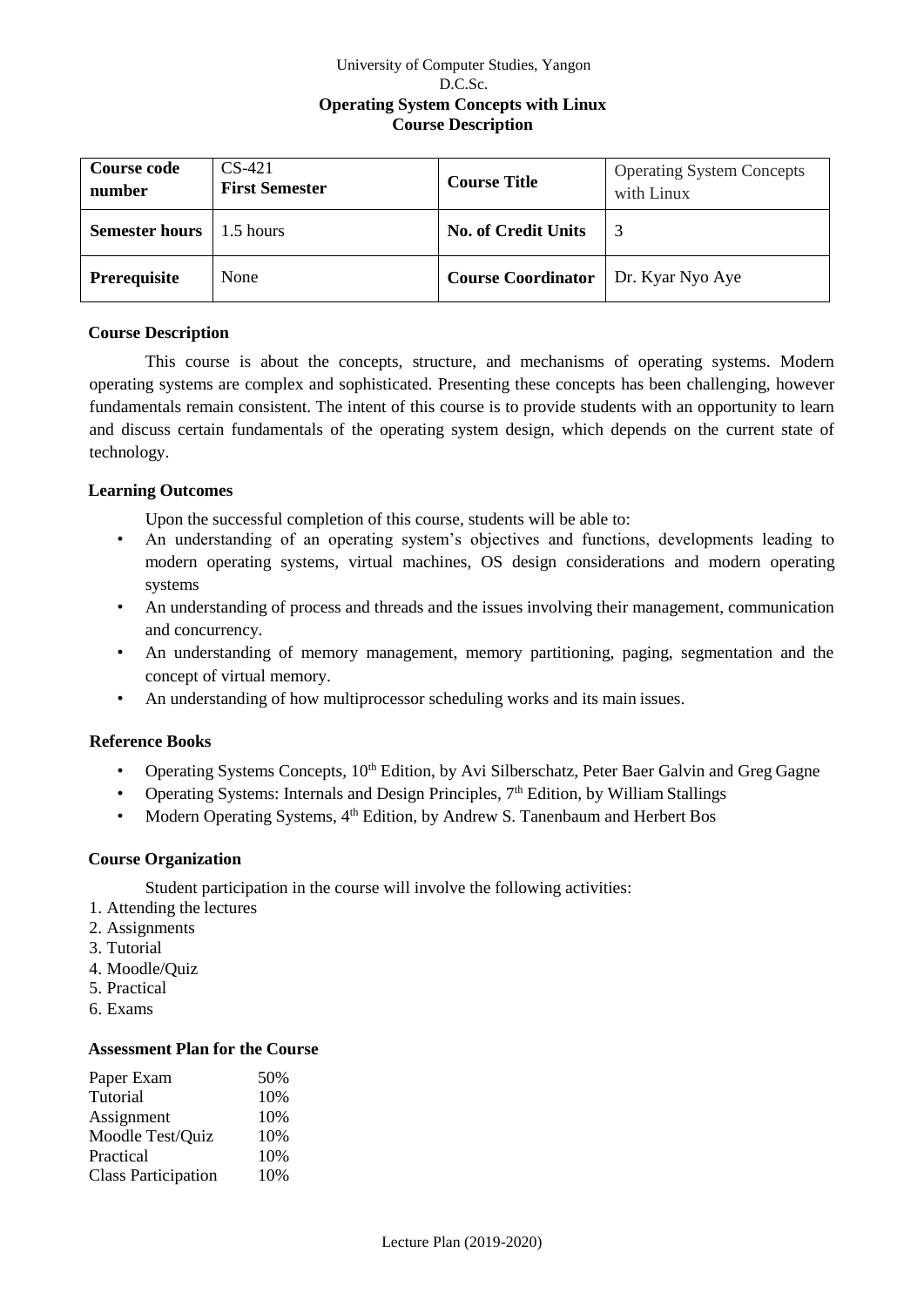University of Computer Studies, Yangon
D.C.Sc.
**Operating System Concepts with Linux**
**Course Description**

| **Course code number** | CS-421 **First Semester** | **Course Title** | Operating System Concepts with Linux |
|---|---|---|---|
| **Semester hours** | 1.5 hours | **No. of Credit Units** | 3 |
| **Prerequisite** | None | **Course Coordinator** | Dr. Kyar Nyo Aye |

## Course Description

This course is about the concepts, structure, and mechanisms of operating systems. Modern operating systems are complex and sophisticated. Presenting these concepts has been challenging, however fundamentals remain consistent. The intent of this course is to provide students with an opportunity to learn and discuss certain fundamentals of the operating system design, which depends on the current state of technology.

## Learning Outcomes

Upon the successful completion of this course, students will be able to:

- An understanding of an operating system's objectives and functions, developments leading to modern operating systems, virtual machines, OS design considerations and modern operating systems
- An understanding of process and threads and the issues involving their management, communication and concurrency.
- An understanding of memory management, memory partitioning, paging, segmentation and the concept of virtual memory.
- An understanding of how multiprocessor scheduling works and its main issues.

## Reference Books

- Operating Systems Concepts, 10th Edition, by Avi Silberschatz, Peter Baer Galvin and Greg Gagne
- Operating Systems: Internals and Design Principles, 7th Edition, by William Stallings
- Modern Operating Systems, 4th Edition, by Andrew S. Tanenbaum and Herbert Bos

## Course Organization

Student participation in the course will involve the following activities:

1. Attending the lectures
2. Assignments
3. Tutorial
4. Moodle/Quiz
5. Practical
6. Exams

## Assessment Plan for the Course

| | |
|---|---|
| Paper Exam | 50% |
| Tutorial | 10% |
| Assignment | 10% |
| Moodle Test/Quiz | 10% |
| Practical | 10% |
| Class Participation | 10% |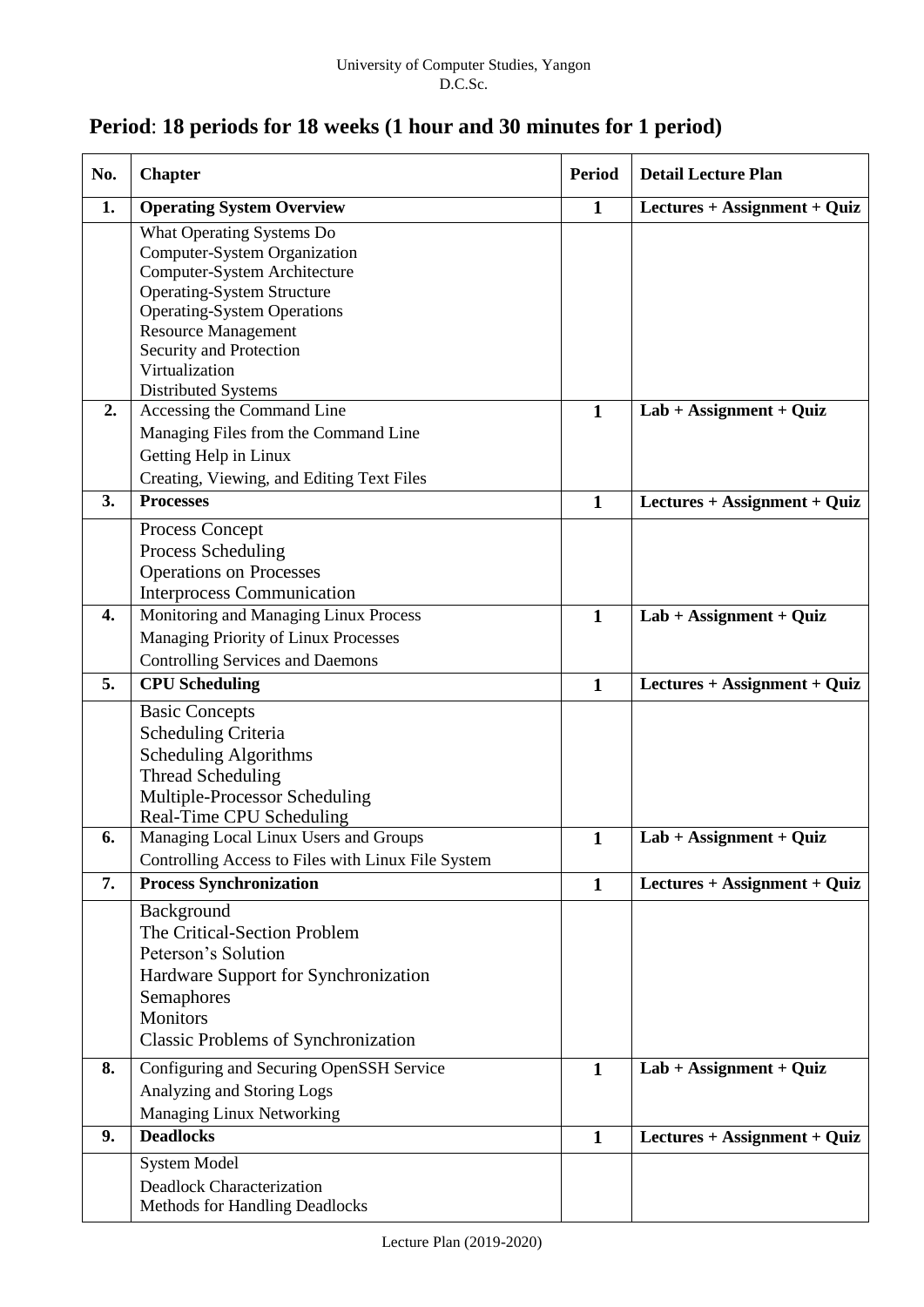## Period: 18 periods for 18 weeks (1 hour and 30 minutes for 1 period)

| No. | Chapter | Period | Detail Lecture Plan |
|---|---|---|---|
| **1.** | **Operating System Overview** | **1** | **Lectures + Assignment + Quiz** |
| | What Operating Systems Do<br>Computer-System Organization<br>Computer-System Architecture<br>Operating-System Structure<br>Operating-System Operations<br>Resource Management<br>Security and Protection<br>Virtualization<br>Distributed Systems | | |
| **2.** | Accessing the Command Line<br>Managing Files from the Command Line<br>Getting Help in Linux<br>Creating, Viewing, and Editing Text Files | **1** | **Lab + Assignment + Quiz** |
| **3.** | **Processes** | **1** | **Lectures + Assignment + Quiz** |
| | Process Concept<br>Process Scheduling<br>Operations on Processes<br>Interprocess Communication | | |
| **4.** | Monitoring and Managing Linux Process<br>Managing Priority of Linux Processes<br>Controlling Services and Daemons | **1** | **Lab + Assignment + Quiz** |
| **5.** | **CPU Scheduling** | **1** | **Lectures + Assignment + Quiz** |
| | Basic Concepts<br>Scheduling Criteria<br>Scheduling Algorithms<br>Thread Scheduling<br>Multiple-Processor Scheduling<br>Real-Time CPU Scheduling | | |
| **6.** | Managing Local Linux Users and Groups<br>Controlling Access to Files with Linux File System | **1** | **Lab + Assignment + Quiz** |
| **7.** | **Process Synchronization** | **1** | **Lectures + Assignment + Quiz** |
| | Background<br>The Critical-Section Problem<br>Peterson's Solution<br>Hardware Support for Synchronization<br>Semaphores<br>Monitors<br>Classic Problems of Synchronization | | |
| **8.** | Configuring and Securing OpenSSH Service<br>Analyzing and Storing Logs<br>Managing Linux Networking | **1** | **Lab + Assignment + Quiz** |
| **9.** | **Deadlocks** | **1** | **Lectures + Assignment + Quiz** |
| | System Model<br>Deadlock Characterization<br>Methods for Handling Deadlocks | | |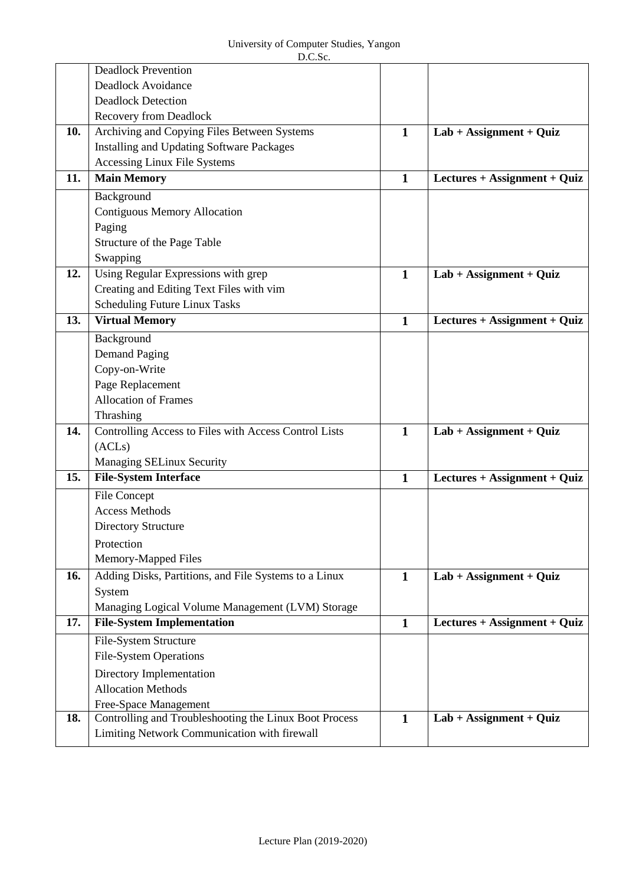| | | | |
|---|---|---|---|
| | Deadlock Prevention<br>Deadlock Avoidance<br>Deadlock Detection<br>Recovery from Deadlock | | |
| **10.** | Archiving and Copying Files Between Systems<br>Installing and Updating Software Packages<br>Accessing Linux File Systems | **1** | **Lab + Assignment + Quiz** |
| **11.** | **Main Memory** | **1** | **Lectures + Assignment + Quiz** |
| | Background<br>Contiguous Memory Allocation<br>Paging<br>Structure of the Page Table<br>Swapping | | |
| **12.** | Using Regular Expressions with grep<br>Creating and Editing Text Files with vim<br>Scheduling Future Linux Tasks | **1** | **Lab + Assignment + Quiz** |
| **13.** | **Virtual Memory** | **1** | **Lectures + Assignment + Quiz** |
| | Background<br>Demand Paging<br>Copy-on-Write<br>Page Replacement<br>Allocation of Frames<br>Thrashing | | |
| **14.** | Controlling Access to Files with Access Control Lists (ACLs)<br>Managing SELinux Security | **1** | **Lab + Assignment + Quiz** |
| **15.** | **File-System Interface** | **1** | **Lectures + Assignment + Quiz** |
| | File Concept<br>Access Methods<br>Directory Structure<br>Protection<br>Memory-Mapped Files | | |
| **16.** | Adding Disks, Partitions, and File Systems to a Linux System<br>Managing Logical Volume Management (LVM) Storage | **1** | **Lab + Assignment + Quiz** |
| **17.** | **File-System Implementation** | **1** | **Lectures + Assignment + Quiz** |
| | File-System Structure<br>File-System Operations<br>Directory Implementation<br>Allocation Methods<br>Free-Space Management | | |
| **18.** | Controlling and Troubleshooting the Linux Boot Process<br>Limiting Network Communication with firewall | **1** | **Lab + Assignment + Quiz** |